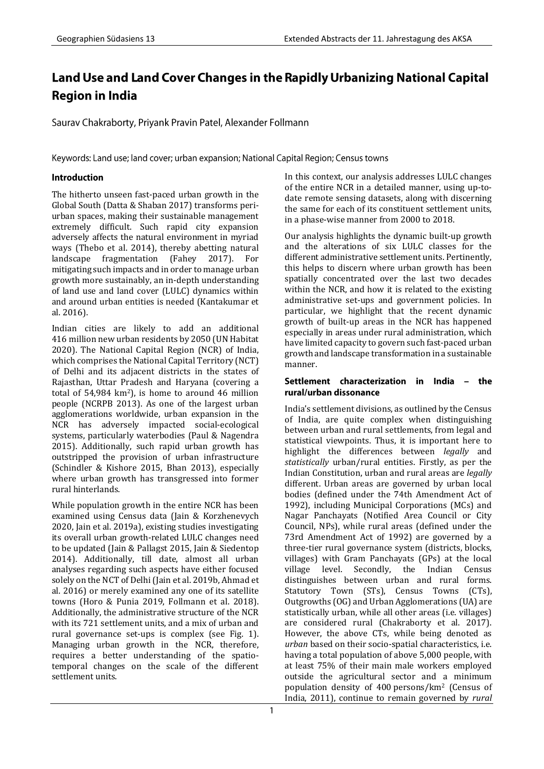# Land Use and Land Cover Changes in the Rapidly Urbanizing National Capital Region in India

Saurav Chakraborty, Priyank Pravin Patel, Alexander Follmann

Keywords: Land use; land cover; urban expansion; National Capital Region; Census towns

## Introduction

The hitherto unseen fast-paced urban growth in the Global South (Datta & Shaban 2017) transforms peri-urban spaces, making their sustainable management extremely difficult. Such rapid city expansion adversely affects the natural environment in myriad ways (Thebo et al. 2014), thereby abetting natural landscape fragmentation (Fahey 2017). For mitigating such impacts and in order to manage urban growth more sustainably, an in-depth understanding of land use and land cover (LULC) dynamics within and around urban entities is needed (Kantakumar et al. 2016).

Indian cities are likely to add an additional 416 million new urban residents by 2050 (UN Habitat 2020). The National Capital Region (NCR) of India, which comprises the National Capital Territory (NCT) of Delhi and its adjacent districts in the states of Rajasthan, Uttar Pradesh and Haryana (covering a total of 54,984 km$^2$), is home to around 46 million people (NCRPB 2013). As one of the largest urban agglomerations worldwide, urban expansion in the NCR has adversely impacted social-ecological systems, particularly waterbodies (Paul & Nagendra 2015). Additionally, such rapid urban growth has outstripped the provision of urban infrastructure (Schindler & Kishore 2015, Bhan 2013), especially where urban growth has transgressed into former rural hinterlands.

While population growth in the entire NCR has been examined using Census data (Jain & Korzhenevych 2020, Jain et al. 2019a), existing studies investigating its overall urban growth-related LULC changes need to be updated (Jain & Pallagst 2015, Jain & Siedentop 2014). Additionally, till date, almost all urban analyses regarding such aspects have either focused solely on the NCT of Delhi (Jain et al. 2019b, Ahmad et al. 2016) or merely examined any one of its satellite towns (Horo & Punia 2019, Follmann et al. 2018). Additionally, the administrative structure of the NCR with its 721 settlement units, and a mix of urban and rural governance set-ups is complex (see Fig. 1). Managing urban growth in the NCR, therefore, requires a better understanding of the spatio-temporal changes on the scale of the different settlement units.

In this context, our analysis addresses LULC changes of the entire NCR in a detailed manner, using up-to-date remote sensing datasets, along with discerning the same for each of its constituent settlement units, in a phase-wise manner from 2000 to 2018.

Our analysis highlights the dynamic built-up growth and the alterations of six LULC classes for the different administrative settlement units. Pertinently, this helps to discern where urban growth has been spatially concentrated over the last two decades within the NCR, and how it is related to the existing administrative set-ups and government policies. In particular, we highlight that the recent dynamic growth of built-up areas in the NCR has happened especially in areas under rural administration, which have limited capacity to govern such fast-paced urban growth and landscape transformation in a sustainable manner.

## Settlement characterization in India – the rural/urban dissonance

India's settlement divisions, as outlined by the Census of India, are quite complex when distinguishing between urban and rural settlements, from legal and statistical viewpoints. Thus, it is important here to highlight the differences between *legally* and *statistically* urban/rural entities. Firstly, as per the Indian Constitution, urban and rural areas are *legally* different. Urban areas are governed by urban local bodies (defined under the 74th Amendment Act of 1992), including Municipal Corporations (MCs) and Nagar Panchayats (Notified Area Council or City Council, NPs), while rural areas (defined under the 73rd Amendment Act of 1992) are governed by a three-tier rural governance system (districts, blocks, villages) with Gram Panchayats (GPs) at the local village level. Secondly, the Indian Census distinguishes between urban and rural forms. Statutory Town (STs), Census Towns (CTs), Outgrowths (OG) and Urban Agglomerations (UA) are statistically urban, while all other areas (i.e. villages) are considered rural (Chakraborty et al. 2017). However, the above CTs, while being denoted as *urban* based on their socio-spatial characteristics, i.e. having a total population of above 5,000 people, with at least 75% of their main male workers employed outside the agricultural sector and a minimum population density of 400 persons/km$^2$ (Census of India, 2011), continue to remain governed by *rural*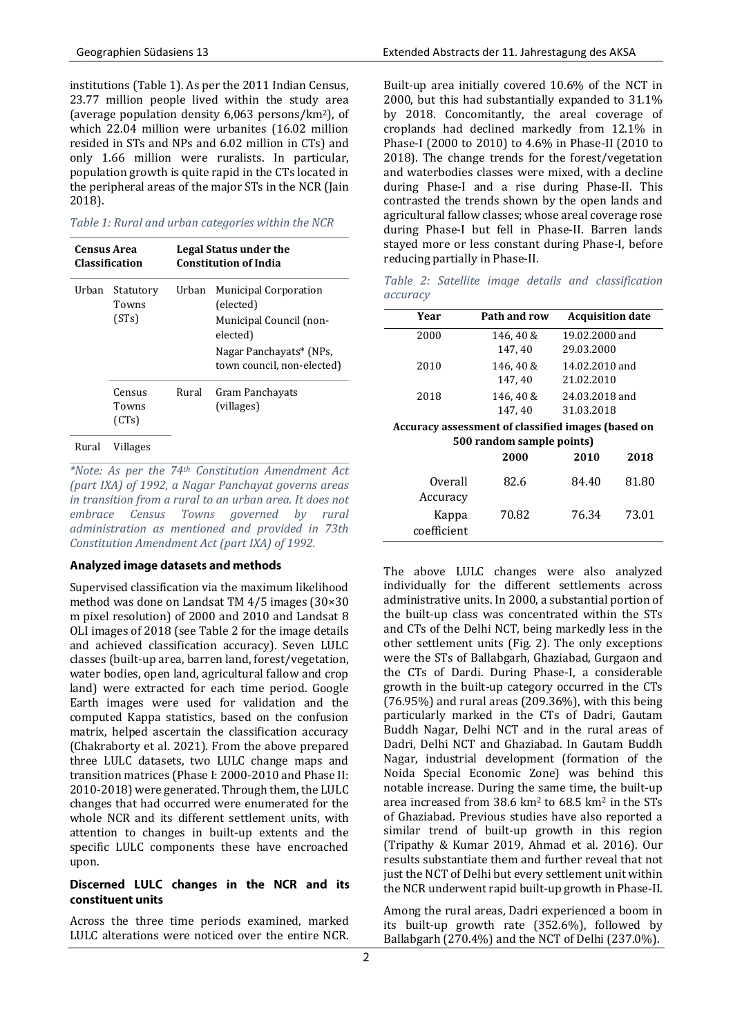institutions (Table 1). As per the 2011 Indian Census, 23.77 million people lived within the study area (average population density 6,063 persons/km²), of which 22.04 million were urbanites (16.02 million resided in STs and NPs and 6.02 million in CTs) and only 1.66 million were ruralists. In particular, population growth is quite rapid in the CTs located in the peripheral areas of the major STs in the NCR (Jain 2018).

*Table 1: Rural and urban categories within the NCR*

| Census Area Classification | | Legal Status under the Constitution of India | |
|---|---|---|---|
| Urban | Statutory Towns (STs) | Urban | Municipal Corporation (elected)<br>Municipal Council (non-elected)<br>Nagar Panchayats* (NPs, town council, non-elected) |
| | Census Towns (CTs) | Rural | Gram Panchayats (villages) |
| Rural | Villages | | |

*\*Note: As per the 74th Constitution Amendment Act (part IXA) of 1992, a Nagar Panchayat governs areas in transition from a rural to an urban area. It does not embrace Census Towns governed by rural administration as mentioned and provided in 73th Constitution Amendment Act (part IXA) of 1992.*

### Analyzed image datasets and methods

Supervised classification via the maximum likelihood method was done on Landsat TM 4/5 images (30×30 m pixel resolution) of 2000 and 2010 and Landsat 8 OLI images of 2018 (see Table 2 for the image details and achieved classification accuracy). Seven LULC classes (built-up area, barren land, forest/vegetation, water bodies, open land, agricultural fallow and crop land) were extracted for each time period. Google Earth images were used for validation and the computed Kappa statistics, based on the confusion matrix, helped ascertain the classification accuracy (Chakraborty et al. 2021). From the above prepared three LULC datasets, two LULC change maps and transition matrices (Phase I: 2000-2010 and Phase II: 2010-2018) were generated. Through them, the LULC changes that had occurred were enumerated for the whole NCR and its different settlement units, with attention to changes in built-up extents and the specific LULC components these have encroached upon.

### Discerned LULC changes in the NCR and its constituent units

Across the three time periods examined, marked LULC alterations were noticed over the entire NCR. Built-up area initially covered 10.6% of the NCT in 2000, but this had substantially expanded to 31.1% by 2018. Concomitantly, the areal coverage of croplands had declined markedly from 12.1% in Phase-I (2000 to 2010) to 4.6% in Phase-II (2010 to 2018). The change trends for the forest/vegetation and waterbodies classes were mixed, with a decline during Phase-I and a rise during Phase-II. This contrasted the trends shown by the open lands and agricultural fallow classes; whose areal coverage rose during Phase-I but fell in Phase-II. Barren lands stayed more or less constant during Phase-I, before reducing partially in Phase-II.

*Table 2: Satellite image details and classification accuracy*

| Year | Path and row | Acquisition date |
|---|---|---|
| 2000 | 146, 40 & 147, 40 | 19.02.2000 and 29.03.2000 |
| 2010 | 146, 40 & 147, 40 | 14.02.2010 and 21.02.2010 |
| 2018 | 146, 40 & 147, 40 | 24.03.2018 and 31.03.2018 |

**Accuracy assessment of classified images (based on 500 random sample points)**

| | 2000 | 2010 | 2018 |
|---|---|---|---|
| Overall Accuracy | 82.6 | 84.40 | 81.80 |
| Kappa coefficient | 70.82 | 76.34 | 73.01 |

The above LULC changes were also analyzed individually for the different settlements across administrative units. In 2000, a substantial portion of the built-up class was concentrated within the STs and CTs of the Delhi NCT, being markedly less in the other settlement units (Fig. 2). The only exceptions were the STs of Ballabgarh, Ghaziabad, Gurgaon and the CTs of Dardi. During Phase-I, a considerable growth in the built-up category occurred in the CTs (76.95%) and rural areas (209.36%), with this being particularly marked in the CTs of Dadri, Gautam Buddh Nagar, Delhi NCT and in the rural areas of Dadri, Delhi NCT and Ghaziabad. In Gautam Buddh Nagar, industrial development (formation of the Noida Special Economic Zone) was behind this notable increase. During the same time, the built-up area increased from 38.6 km² to 68.5 km² in the STs of Ghaziabad. Previous studies have also reported a similar trend of built-up growth in this region (Tripathy & Kumar 2019, Ahmad et al. 2016). Our results substantiate them and further reveal that not just the NCT of Delhi but every settlement unit within the NCR underwent rapid built-up growth in Phase-II.

Among the rural areas, Dadri experienced a boom in its built-up growth rate (352.6%), followed by Ballabgarh (270.4%) and the NCT of Delhi (237.0%).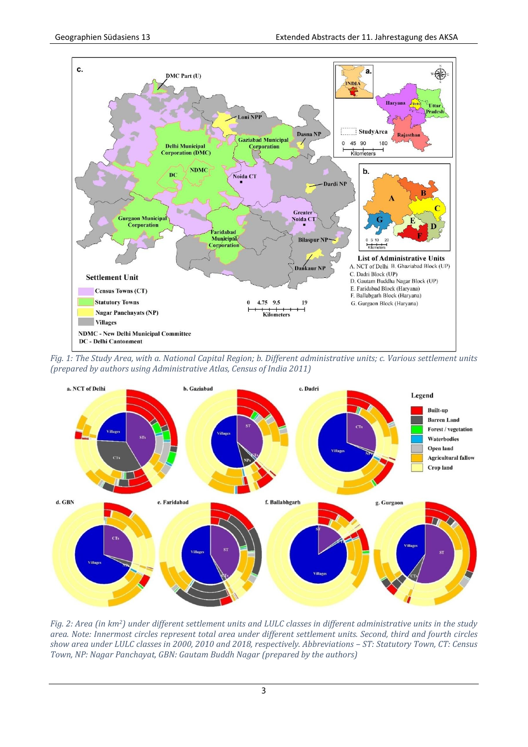*Fig. 1: The Study Area, with a. National Capital Region; b. Different administrative units; c. Various settlement units (prepared by authors using Administrative Atlas, Census of India 2011)*

*Fig. 2: Area (in km²) under different settlement units and LULC classes in different administrative units in the study area. Note: Innermost circles represent total area under different settlement units. Second, third and fourth circles show area under LULC classes in 2000, 2010 and 2018, respectively. Abbreviations – ST: Statutory Town, CT: Census Town, NP: Nagar Panchayat, GBN: Gautam Buddh Nagar (prepared by the authors)*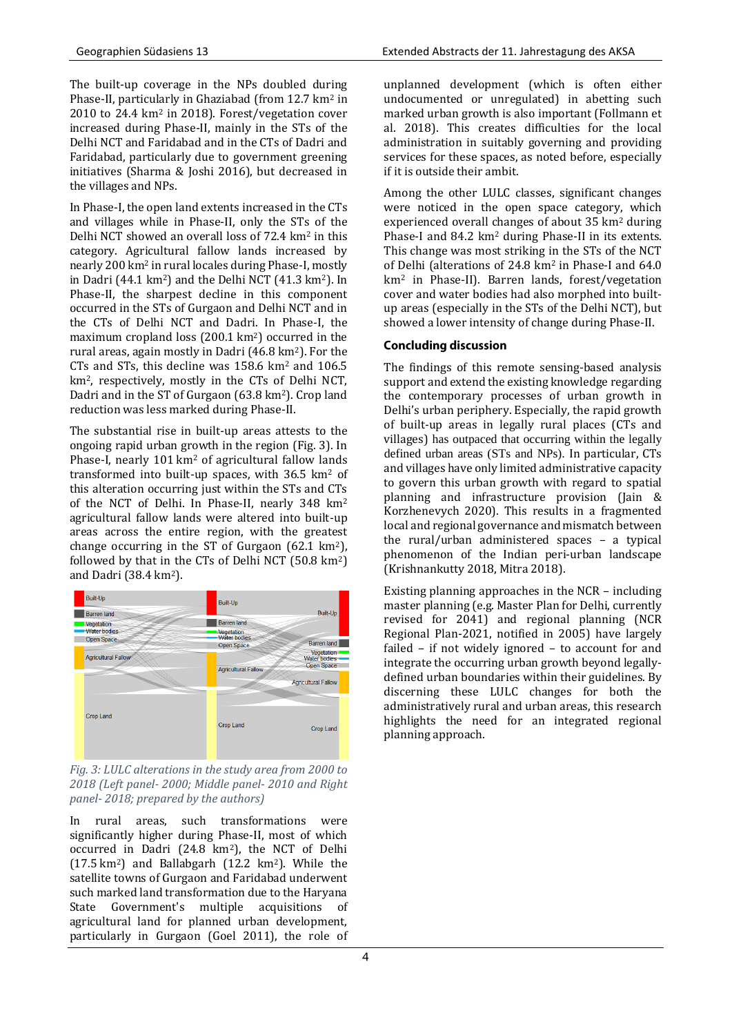The built-up coverage in the NPs doubled during Phase-II, particularly in Ghaziabad (from 12.7 km² in 2010 to 24.4 km² in 2018). Forest/vegetation cover increased during Phase-II, mainly in the STs of the Delhi NCT and Faridabad and in the CTs of Dadri and Faridabad, particularly due to government greening initiatives (Sharma & Joshi 2016), but decreased in the villages and NPs.

In Phase-I, the open land extents increased in the CTs and villages while in Phase-II, only the STs of the Delhi NCT showed an overall loss of 72.4 km² in this category. Agricultural fallow lands increased by nearly 200 km² in rural locales during Phase-I, mostly in Dadri (44.1 km²) and the Delhi NCT (41.3 km²). In Phase-II, the sharpest decline in this component occurred in the STs of Gurgaon and Delhi NCT and in the CTs of Delhi NCT and Dadri. In Phase-I, the maximum cropland loss (200.1 km²) occurred in the rural areas, again mostly in Dadri (46.8 km²). For the CTs and STs, this decline was 158.6 km² and 106.5 km², respectively, mostly in the CTs of Delhi NCT, Dadri and in the ST of Gurgaon (63.8 km²). Crop land reduction was less marked during Phase-II.

The substantial rise in built-up areas attests to the ongoing rapid urban growth in the region (Fig. 3). In Phase-I, nearly 101 km² of agricultural fallow lands transformed into built-up spaces, with 36.5 km² of this alteration occurring just within the STs and CTs of the NCT of Delhi. In Phase-II, nearly 348 km² agricultural fallow lands were altered into built-up areas across the entire region, with the greatest change occurring in the ST of Gurgaon (62.1 km²), followed by that in the CTs of Delhi NCT (50.8 km²) and Dadri (38.4 km²).

*Fig. 3: LULC alterations in the study area from 2000 to 2018 (Left panel- 2000; Middle panel- 2010 and Right panel- 2018; prepared by the authors)*

In rural areas, such transformations were significantly higher during Phase-II, most of which occurred in Dadri (24.8 km²), the NCT of Delhi (17.5 km²) and Ballabgarh (12.2 km²). While the satellite towns of Gurgaon and Faridabad underwent such marked land transformation due to the Haryana State Government's multiple acquisitions of agricultural land for planned urban development, particularly in Gurgaon (Goel 2011), the role of unplanned development (which is often either undocumented or unregulated) in abetting such marked urban growth is also important (Follmann et al. 2018). This creates difficulties for the local administration in suitably governing and providing services for these spaces, as noted before, especially if it is outside their ambit.

Among the other LULC classes, significant changes were noticed in the open space category, which experienced overall changes of about 35 km² during Phase-I and 84.2 km² during Phase-II in its extents. This change was most striking in the STs of the NCT of Delhi (alterations of 24.8 km² in Phase-I and 64.0 km² in Phase-II). Barren lands, forest/vegetation cover and water bodies had also morphed into built-up areas (especially in the STs of the Delhi NCT), but showed a lower intensity of change during Phase-II.

## Concluding discussion

The findings of this remote sensing-based analysis support and extend the existing knowledge regarding the contemporary processes of urban growth in Delhi's urban periphery. Especially, the rapid growth of built-up areas in legally rural places (CTs and villages) has outpaced that occurring within the legally defined urban areas (STs and NPs). In particular, CTs and villages have only limited administrative capacity to govern this urban growth with regard to spatial planning and infrastructure provision (Jain & Korzhenevych 2020). This results in a fragmented local and regional governance and mismatch between the rural/urban administered spaces – a typical phenomenon of the Indian peri-urban landscape (Krishnankutty 2018, Mitra 2018).

Existing planning approaches in the NCR – including master planning (e.g. Master Plan for Delhi, currently revised for 2041) and regional planning (NCR Regional Plan-2021, notified in 2005) have largely failed – if not widely ignored – to account for and integrate the occurring urban growth beyond legally-defined urban boundaries within their guidelines. By discerning these LULC changes for both the administratively rural and urban areas, this research highlights the need for an integrated regional planning approach.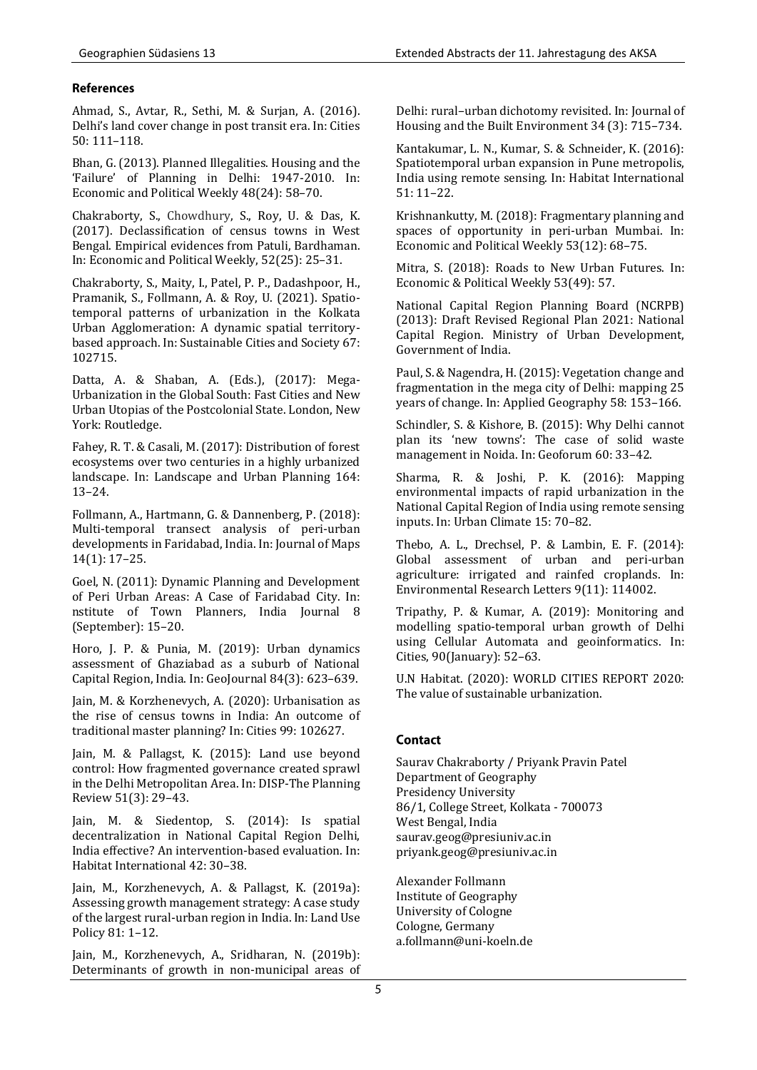## References

Ahmad, S., Avtar, R., Sethi, M. & Surjan, A. (2016). Delhi's land cover change in post transit era. In: Cities 50: 111–118.

Bhan, G. (2013). Planned Illegalities. Housing and the 'Failure' of Planning in Delhi: 1947-2010. In: Economic and Political Weekly 48(24): 58–70.

Chakraborty, S., Chowdhury, S., Roy, U. & Das, K. (2017). Declassification of census towns in West Bengal. Empirical evidences from Patuli, Bardhaman. In: Economic and Political Weekly, 52(25): 25–31.

Chakraborty, S., Maity, I., Patel, P. P., Dadashpoor, H., Pramanik, S., Follmann, A. & Roy, U. (2021). Spatio-temporal patterns of urbanization in the Kolkata Urban Agglomeration: A dynamic spatial territory-based approach. In: Sustainable Cities and Society 67: 102715.

Datta, A. & Shaban, A. (Eds.), (2017): Mega-Urbanization in the Global South: Fast Cities and New Urban Utopias of the Postcolonial State. London, New York: Routledge.

Fahey, R. T. & Casali, M. (2017): Distribution of forest ecosystems over two centuries in a highly urbanized landscape. In: Landscape and Urban Planning 164: 13–24.

Follmann, A., Hartmann, G. & Dannenberg, P. (2018): Multi-temporal transect analysis of peri-urban developments in Faridabad, India. In: Journal of Maps 14(1): 17–25.

Goel, N. (2011): Dynamic Planning and Development of Peri Urban Areas: A Case of Faridabad City. In: nstitute of Town Planners, India Journal 8 (September): 15–20.

Horo, J. P. & Punia, M. (2019): Urban dynamics assessment of Ghaziabad as a suburb of National Capital Region, India. In: GeoJournal 84(3): 623–639.

Jain, M. & Korzhenevych, A. (2020): Urbanisation as the rise of census towns in India: An outcome of traditional master planning? In: Cities 99: 102627.

Jain, M. & Pallagst, K. (2015): Land use beyond control: How fragmented governance created sprawl in the Delhi Metropolitan Area. In: DISP-The Planning Review 51(3): 29–43.

Jain, M. & Siedentop, S. (2014): Is spatial decentralization in National Capital Region Delhi, India effective? An intervention-based evaluation. In: Habitat International 42: 30–38.

Jain, M., Korzhenevych, A. & Pallagst, K. (2019a): Assessing growth management strategy: A case study of the largest rural-urban region in India. In: Land Use Policy 81: 1–12.

Jain, M., Korzhenevych, A., Sridharan, N. (2019b): Determinants of growth in non-municipal areas of Delhi: rural–urban dichotomy revisited. In: Journal of Housing and the Built Environment 34 (3): 715–734.

Kantakumar, L. N., Kumar, S. & Schneider, K. (2016): Spatiotemporal urban expansion in Pune metropolis, India using remote sensing. In: Habitat International 51: 11–22.

Krishnankutty, M. (2018): Fragmentary planning and spaces of opportunity in peri-urban Mumbai. In: Economic and Political Weekly 53(12): 68–75.

Mitra, S. (2018): Roads to New Urban Futures. In: Economic & Political Weekly 53(49): 57.

National Capital Region Planning Board (NCRPB) (2013): Draft Revised Regional Plan 2021: National Capital Region. Ministry of Urban Development, Government of India.

Paul, S. & Nagendra, H. (2015): Vegetation change and fragmentation in the mega city of Delhi: mapping 25 years of change. In: Applied Geography 58: 153–166.

Schindler, S. & Kishore, B. (2015): Why Delhi cannot plan its 'new towns': The case of solid waste management in Noida. In: Geoforum 60: 33–42.

Sharma, R. & Joshi, P. K. (2016): Mapping environmental impacts of rapid urbanization in the National Capital Region of India using remote sensing inputs. In: Urban Climate 15: 70–82.

Thebo, A. L., Drechsel, P. & Lambin, E. F. (2014): Global assessment of urban and peri-urban agriculture: irrigated and rainfed croplands. In: Environmental Research Letters 9(11): 114002.

Tripathy, P. & Kumar, A. (2019): Monitoring and modelling spatio-temporal urban growth of Delhi using Cellular Automata and geoinformatics. In: Cities, 90(January): 52–63.

U.N Habitat. (2020): WORLD CITIES REPORT 2020: The value of sustainable urbanization.

## Contact

Saurav Chakraborty / Priyank Pravin Patel
Department of Geography
Presidency University
86/1, College Street, Kolkata - 700073
West Bengal, India
saurav.geog@presiuniv.ac.in
priyank.geog@presiuniv.ac.in

Alexander Follmann
Institute of Geography
University of Cologne
Cologne, Germany
a.follmann@uni-koeln.de